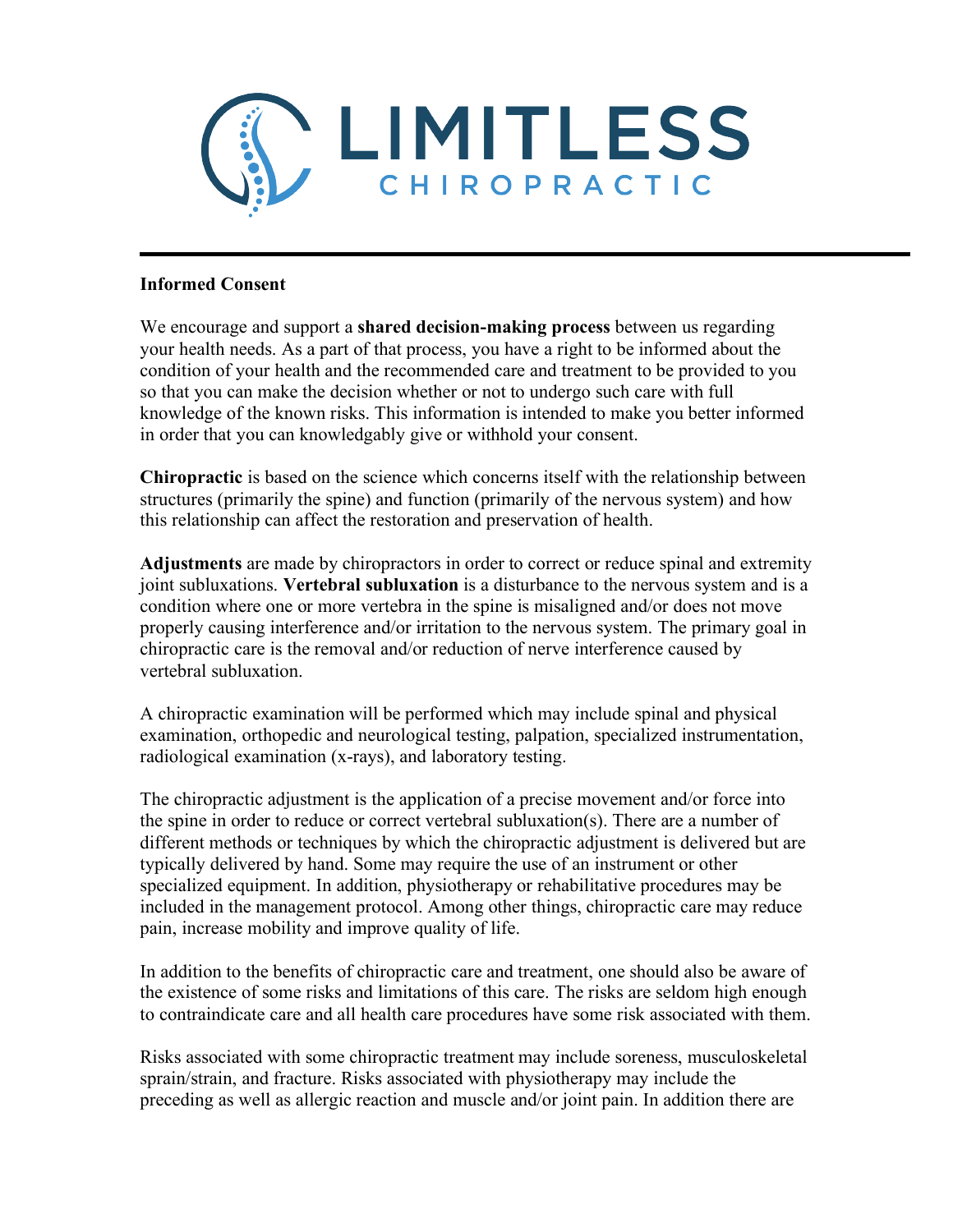# LIMITLESS
## CHIROPRACTIC

---

**Informed Consent**

We encourage and support a **shared decision-making process** between us regarding your health needs. As a part of that process, you have a right to be informed about the condition of your health and the recommended care and treatment to be provided to you so that you can make the decision whether or not to undergo such care with full knowledge of the known risks. This information is intended to make you better informed in order that you can knowledgably give or withhold your consent.

**Chiropractic** is based on the science which concerns itself with the relationship between structures (primarily the spine) and function (primarily of the nervous system) and how this relationship can affect the restoration and preservation of health.

**Adjustments** are made by chiropractors in order to correct or reduce spinal and extremity joint subluxations. **Vertebral subluxation** is a disturbance to the nervous system and is a condition where one or more vertebra in the spine is misaligned and/or does not move properly causing interference and/or irritation to the nervous system. The primary goal in chiropractic care is the removal and/or reduction of nerve interference caused by vertebral subluxation.

A chiropractic examination will be performed which may include spinal and physical examination, orthopedic and neurological testing, palpation, specialized instrumentation, radiological examination (x-rays), and laboratory testing.

The chiropractic adjustment is the application of a precise movement and/or force into the spine in order to reduce or correct vertebral subluxation(s). There are a number of different methods or techniques by which the chiropractic adjustment is delivered but are typically delivered by hand. Some may require the use of an instrument or other specialized equipment. In addition, physiotherapy or rehabilitative procedures may be included in the management protocol. Among other things, chiropractic care may reduce pain, increase mobility and improve quality of life.

In addition to the benefits of chiropractic care and treatment, one should also be aware of the existence of some risks and limitations of this care. The risks are seldom high enough to contraindicate care and all health care procedures have some risk associated with them.

Risks associated with some chiropractic treatment may include soreness, musculoskeletal sprain/strain, and fracture. Risks associated with physiotherapy may include the preceding as well as allergic reaction and muscle and/or joint pain. In addition there are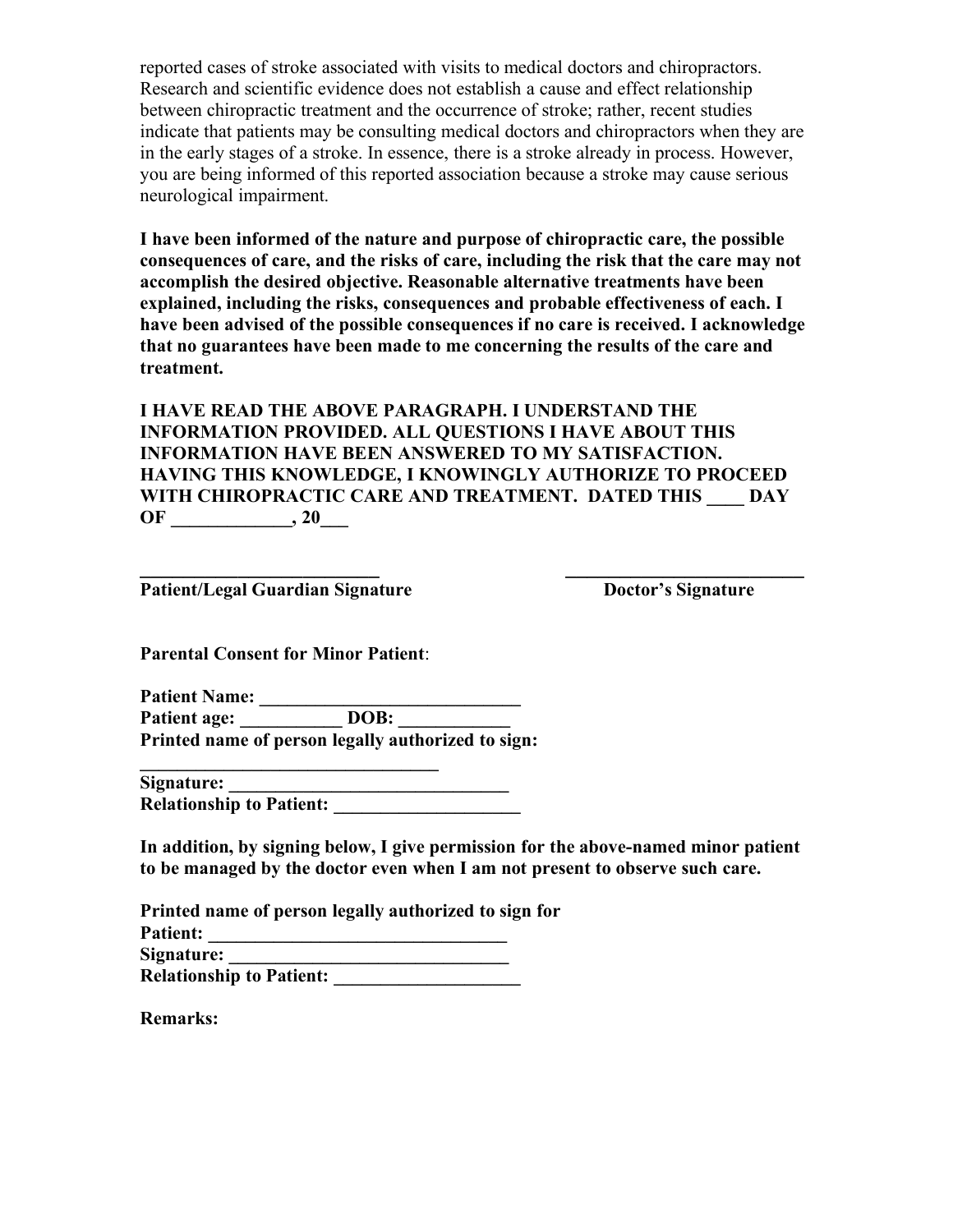reported cases of stroke associated with visits to medical doctors and chiropractors. Research and scientific evidence does not establish a cause and effect relationship between chiropractic treatment and the occurrence of stroke; rather, recent studies indicate that patients may be consulting medical doctors and chiropractors when they are in the early stages of a stroke. In essence, there is a stroke already in process. However, you are being informed of this reported association because a stroke may cause serious neurological impairment.

**I have been informed of the nature and purpose of chiropractic care, the possible consequences of care, and the risks of care, including the risk that the care may not accomplish the desired objective. Reasonable alternative treatments have been explained, including the risks, consequences and probable effectiveness of each. I have been advised of the possible consequences if no care is received. I acknowledge that no guarantees have been made to me concerning the results of the care and treatment.**

**I HAVE READ THE ABOVE PARAGRAPH. I UNDERSTAND THE INFORMATION PROVIDED. ALL QUESTIONS I HAVE ABOUT THIS INFORMATION HAVE BEEN ANSWERED TO MY SATISFACTION. HAVING THIS KNOWLEDGE, I KNOWINGLY AUTHORIZE TO PROCEED WITH CHIROPRACTIC CARE AND TREATMENT. DATED THIS ____ DAY OF _____________, 20___**

__________________________ __________________________

**Patient/Legal Guardian Signature** **Doctor's Signature**

**Parental Consent for Minor Patient**:

**Patient Name: ____________________________**

**Patient age: ___________ DOB: ____________**

**Printed name of person legally authorized to sign:**

**________________________________**

**Signature: ______________________________**

**Relationship to Patient: ____________________**

**In addition, by signing below, I give permission for the above-named minor patient to be managed by the doctor even when I am not present to observe such care.**

**Printed name of person legally authorized to sign for Patient: ________________________________**

**Signature: ______________________________**

**Relationship to Patient: ____________________**

**Remarks:**